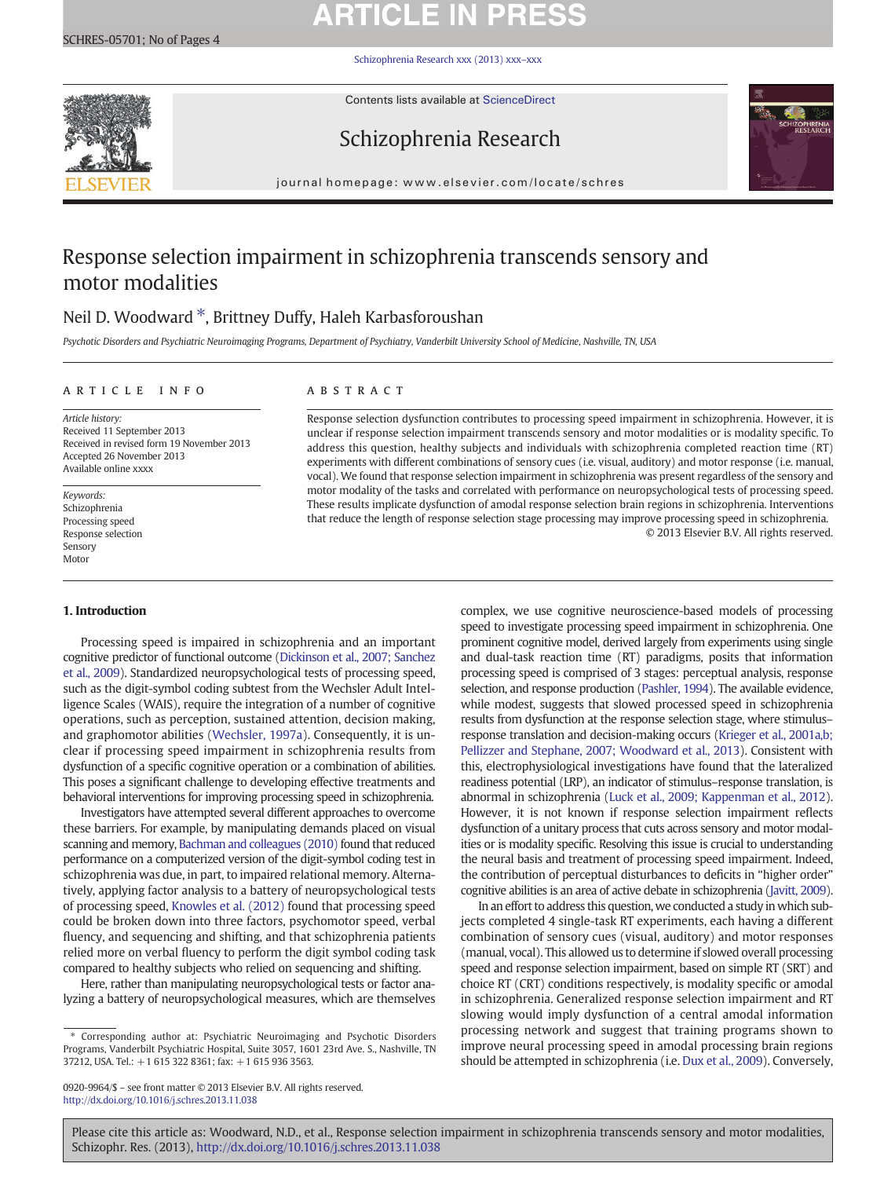# Response selection impairment in schizophrenia transcends sensory and motor modalities

Neil D. Woodward *, Brittney Duffy, Haleh Karbasforoushan

*Psychotic Disorders and Psychiatric Neuroimaging Programs, Department of Psychiatry, Vanderbilt University School of Medicine, Nashville, TN, USA*

**ARTICLE INFO**

*Article history:*
Received 11 September 2013
Received in revised form 19 November 2013
Accepted 26 November 2013
Available online xxxx

*Keywords:*
Schizophrenia
Processing speed
Response selection
Sensory
Motor

**ABSTRACT**

Response selection dysfunction contributes to processing speed impairment in schizophrenia. However, it is unclear if response selection impairment transcends sensory and motor modalities or is modality specific. To address this question, healthy subjects and individuals with schizophrenia completed reaction time (RT) experiments with different combinations of sensory cues (i.e. visual, auditory) and motor response (i.e. manual, vocal). We found that response selection impairment in schizophrenia was present regardless of the sensory and motor modality of the tasks and correlated with performance on neuropsychological tests of processing speed. These results implicate dysfunction of amodal response selection brain regions in schizophrenia. Interventions that reduce the length of response selection stage processing may improve processing speed in schizophrenia.

© 2013 Elsevier B.V. All rights reserved.

## 1. Introduction

Processing speed is impaired in schizophrenia and an important cognitive predictor of functional outcome (Dickinson et al., 2007; Sanchez et al., 2009). Standardized neuropsychological tests of processing speed, such as the digit-symbol coding subtest from the Wechsler Adult Intelligence Scales (WAIS), require the integration of a number of cognitive operations, such as perception, sustained attention, decision making, and graphomotor abilities (Wechsler, 1997a). Consequently, it is unclear if processing speed impairment in schizophrenia results from dysfunction of a specific cognitive operation or a combination of abilities. This poses a significant challenge to developing effective treatments and behavioral interventions for improving processing speed in schizophrenia.

Investigators have attempted several different approaches to overcome these barriers. For example, by manipulating demands placed on visual scanning and memory, Bachman and colleagues (2010) found that reduced performance on a computerized version of the digit-symbol coding test in schizophrenia was due, in part, to impaired relational memory. Alternatively, applying factor analysis to a battery of neuropsychological tests of processing speed, Knowles et al. (2012) found that processing speed could be broken down into three factors, psychomotor speed, verbal fluency, and sequencing and shifting, and that schizophrenia patients relied more on verbal fluency to perform the digit symbol coding task compared to healthy subjects who relied on sequencing and shifting.

Here, rather than manipulating neuropsychological tests or factor analyzing a battery of neuropsychological measures, which are themselves complex, we use cognitive neuroscience-based models of processing speed to investigate processing speed impairment in schizophrenia. One prominent cognitive model, derived largely from experiments using single and dual-task reaction time (RT) paradigms, posits that information processing speed is comprised of 3 stages: perceptual analysis, response selection, and response production (Pashler, 1994). The available evidence, while modest, suggests that slowed processed speed in schizophrenia results from dysfunction at the response selection stage, where stimulus–response translation and decision-making occurs (Krieger et al., 2001a,b; Pellizzer and Stephane, 2007; Woodward et al., 2013). Consistent with this, electrophysiological investigations have found that the lateralized readiness potential (LRP), an indicator of stimulus–response translation, is abnormal in schizophrenia (Luck et al., 2009; Kappenman et al., 2012). However, it is not known if response selection impairment reflects dysfunction of a unitary process that cuts across sensory and motor modalities or is modality specific. Resolving this issue is crucial to understanding the neural basis and treatment of processing speed impairment. Indeed, the contribution of perceptual disturbances to deficits in "higher order" cognitive abilities is an area of active debate in schizophrenia (Javitt, 2009).

In an effort to address this question, we conducted a study in which subjects completed 4 single-task RT experiments, each having a different combination of sensory cues (visual, auditory) and motor responses (manual, vocal). This allowed us to determine if slowed overall processing speed and response selection impairment, based on simple RT (SRT) and choice RT (CRT) conditions respectively, is modality specific or amodal in schizophrenia. Generalized response selection impairment and RT slowing would imply dysfunction of a central amodal information processing network and suggest that training programs shown to improve neural processing speed in amodal processing brain regions should be attempted in schizophrenia (i.e. Dux et al., 2009). Conversely,

\* Corresponding author at: Psychiatric Neuroimaging and Psychotic Disorders Programs, Vanderbilt Psychiatric Hospital, Suite 3057, 1601 23rd Ave. S., Nashville, TN 37212, USA. Tel.: +1 615 322 8361; fax: +1 615 936 3563.

0920-9964/$ – see front matter © 2013 Elsevier B.V. All rights reserved.
http://dx.doi.org/10.1016/j.schres.2013.11.038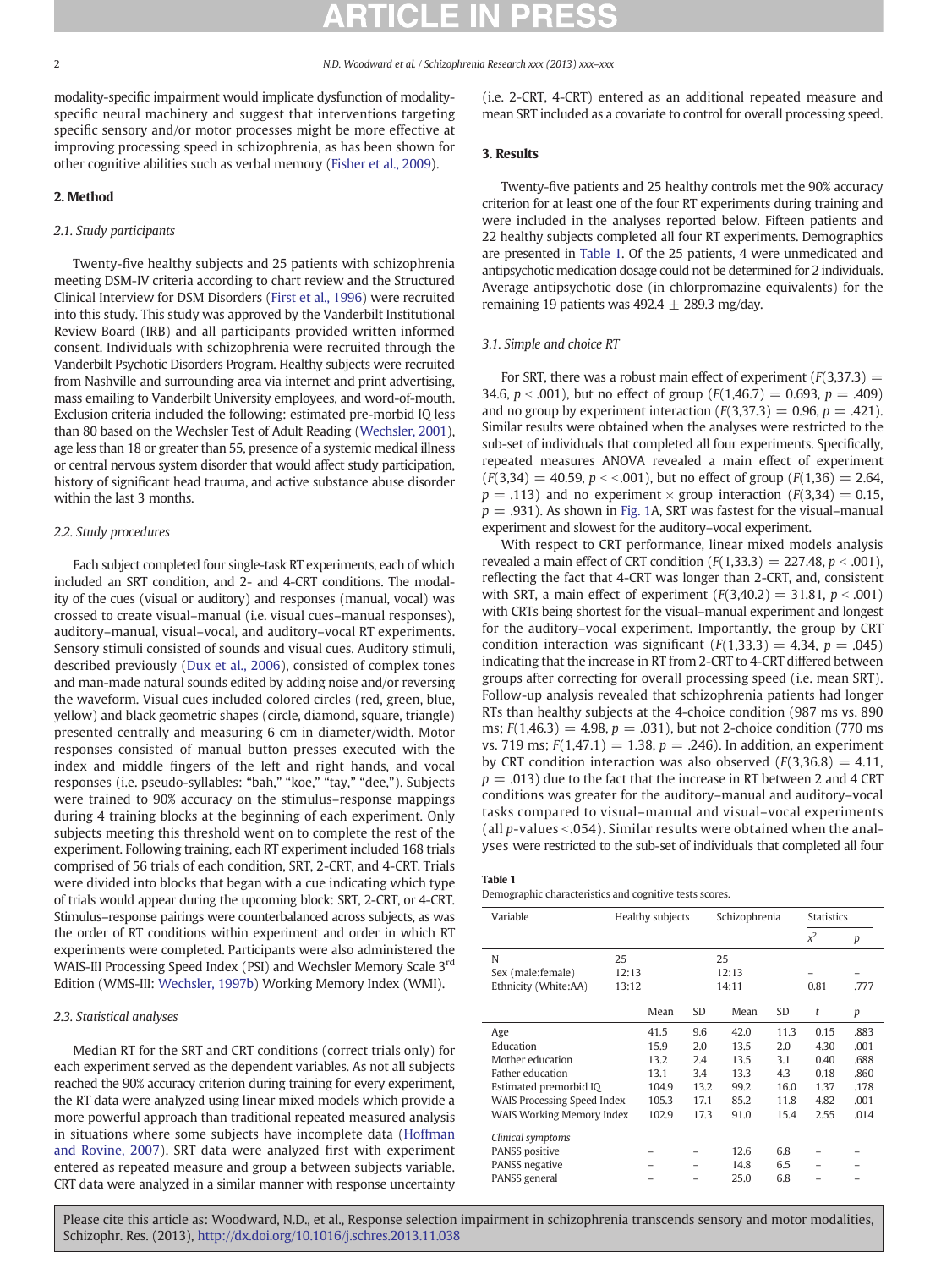modality-specific impairment would implicate dysfunction of modality-specific neural machinery and suggest that interventions targeting specific sensory and/or motor processes might be more effective at improving processing speed in schizophrenia, as has been shown for other cognitive abilities such as verbal memory (Fisher et al., 2009).

## 2. Method

### 2.1. Study participants

Twenty-five healthy subjects and 25 patients with schizophrenia meeting DSM-IV criteria according to chart review and the Structured Clinical Interview for DSM Disorders (First et al., 1996) were recruited into this study. This study was approved by the Vanderbilt Institutional Review Board (IRB) and all participants provided written informed consent. Individuals with schizophrenia were recruited through the Vanderbilt Psychotic Disorders Program. Healthy subjects were recruited from Nashville and surrounding area via internet and print advertising, mass emailing to Vanderbilt University employees, and word-of-mouth. Exclusion criteria included the following: estimated pre-morbid IQ less than 80 based on the Wechsler Test of Adult Reading (Wechsler, 2001), age less than 18 or greater than 55, presence of a systemic medical illness or central nervous system disorder that would affect study participation, history of significant head trauma, and active substance abuse disorder within the last 3 months.

### 2.2. Study procedures

Each subject completed four single-task RT experiments, each of which included an SRT condition, and 2- and 4-CRT conditions. The modality of the cues (visual or auditory) and responses (manual, vocal) was crossed to create visual–manual (i.e. visual cues–manual responses), auditory–manual, visual–vocal, and auditory–vocal RT experiments. Sensory stimuli consisted of sounds and visual cues. Auditory stimuli, described previously (Dux et al., 2006), consisted of complex tones and man-made natural sounds edited by adding noise and/or reversing the waveform. Visual cues included colored circles (red, green, blue, yellow) and black geometric shapes (circle, diamond, square, triangle) presented centrally and measuring 6 cm in diameter/width. Motor responses consisted of manual button presses executed with the index and middle fingers of the left and right hands, and vocal responses (i.e. pseudo-syllables: "bah," "koe," "tay," "dee,"). Subjects were trained to 90% accuracy on the stimulus–response mappings during 4 training blocks at the beginning of each experiment. Only subjects meeting this threshold went on to complete the rest of the experiment. Following training, each RT experiment included 168 trials comprised of 56 trials of each condition, SRT, 2-CRT, and 4-CRT. Trials were divided into blocks that began with a cue indicating which type of trials would appear during the upcoming block: SRT, 2-CRT, or 4-CRT. Stimulus–response pairings were counterbalanced across subjects, as was the order of RT conditions within experiment and order in which RT experiments were completed. Participants were also administered the WAIS-III Processing Speed Index (PSI) and Wechsler Memory Scale 3[rd] Edition (WMS-III: Wechsler, 1997b) Working Memory Index (WMI).

### 2.3. Statistical analyses

Median RT for the SRT and CRT conditions (correct trials only) for each experiment served as the dependent variables. As not all subjects reached the 90% accuracy criterion during training for every experiment, the RT data were analyzed using linear mixed models which provide a more powerful approach than traditional repeated measured analysis in situations where some subjects have incomplete data (Hoffman and Rovine, 2007). SRT data were analyzed first with experiment entered as repeated measure and group a between subjects variable. CRT data were analyzed in a similar manner with response uncertainty (i.e. 2-CRT, 4-CRT) entered as an additional repeated measure and mean SRT included as a covariate to control for overall processing speed.

## 3. Results

Twenty-five patients and 25 healthy controls met the 90% accuracy criterion for at least one of the four RT experiments during training and were included in the analyses reported below. Fifteen patients and 22 healthy subjects completed all four RT experiments. Demographics are presented in Table 1. Of the 25 patients, 4 were unmedicated and antipsychotic medication dosage could not be determined for 2 individuals. Average antipsychotic dose (in chlorpromazine equivalents) for the remaining 19 patients was 492.4 ± 289.3 mg/day.

### 3.1. Simple and choice RT

For SRT, there was a robust main effect of experiment ($F(3,37.3) = 34.6$, $p < .001$), but no effect of group ($F(1,46.7) = 0.693$, $p = .409$) and no group by experiment interaction ($F(3,37.3) = 0.96$, $p = .421$). Similar results were obtained when the analyses were restricted to the sub-set of individuals that completed all four experiments. Specifically, repeated measures ANOVA revealed a main effect of experiment ($F(3,34) = 40.59$, $p < <.001$), but no effect of group ($F(1,36) = 2.64$, $p = .113$) and no experiment × group interaction ($F(3,34) = 0.15$, $p = .931$). As shown in Fig. 1A, SRT was fastest for the visual–manual experiment and slowest for the auditory–vocal experiment.

With respect to CRT performance, linear mixed models analysis revealed a main effect of CRT condition ($F(1,33.3) = 227.48$, $p < .001$), reflecting the fact that 4-CRT was longer than 2-CRT, and, consistent with SRT, a main effect of experiment ($F(3,40.2) = 31.81$, $p < .001$) with CRTs being shortest for the visual–manual experiment and longest for the auditory–vocal experiment. Importantly, the group by CRT condition interaction was significant ($F(1,33.3) = 4.34$, $p = .045$) indicating that the increase in RT from 2-CRT to 4-CRT differed between groups after correcting for overall processing speed (i.e. mean SRT). Follow-up analysis revealed that schizophrenia patients had longer RTs than healthy subjects at the 4-choice condition (987 ms vs. 890 ms; $F(1,46.3) = 4.98$, $p = .031$), but not 2-choice condition (770 ms vs. 719 ms; $F(1,47.1) = 1.38$, $p = .246$). In addition, an experiment by CRT condition interaction was also observed ($F(3,36.8) = 4.11$, $p = .013$) due to the fact that the increase in RT between 2 and 4 CRT conditions was greater for the auditory–manual and auditory–vocal tasks compared to visual–manual and visual–vocal experiments (all $p$-values <.054). Similar results were obtained when the analyses were restricted to the sub-set of individuals that completed all four

**Table 1**
Demographic characteristics and cognitive tests scores.

| Variable | Healthy subjects | | Schizophrenia | | Statistics | |
|---|---|---|---|---|---|---|
| | | | | | $x^2$ | $p$ |
| N | 25 | | 25 | | | |
| Sex (male:female) | 12:13 | | 12:13 | | – | – |
| Ethnicity (White:AA) | 13:12 | | 14:11 | | 0.81 | .777 |
| | Mean | SD | Mean | SD | $t$ | $p$ |
| Age | 41.5 | 9.6 | 42.0 | 11.3 | 0.15 | .883 |
| Education | 15.9 | 2.0 | 13.5 | 2.0 | 4.30 | .001 |
| Mother education | 13.2 | 2.4 | 13.5 | 3.1 | 0.40 | .688 |
| Father education | 13.1 | 3.4 | 13.3 | 4.3 | 0.18 | .860 |
| Estimated premorbid IQ | 104.9 | 13.2 | 99.2 | 16.0 | 1.37 | .178 |
| WAIS Processing Speed Index | 105.3 | 17.1 | 85.2 | 11.8 | 4.82 | .001 |
| WAIS Working Memory Index | 102.9 | 17.3 | 91.0 | 15.4 | 2.55 | .014 |
| *Clinical symptoms* | | | | | | |
| PANSS positive | – | – | 12.6 | 6.8 | – | – |
| PANSS negative | – | – | 14.8 | 6.5 | – | – |
| PANSS general | – | – | 25.0 | 6.8 | – | – |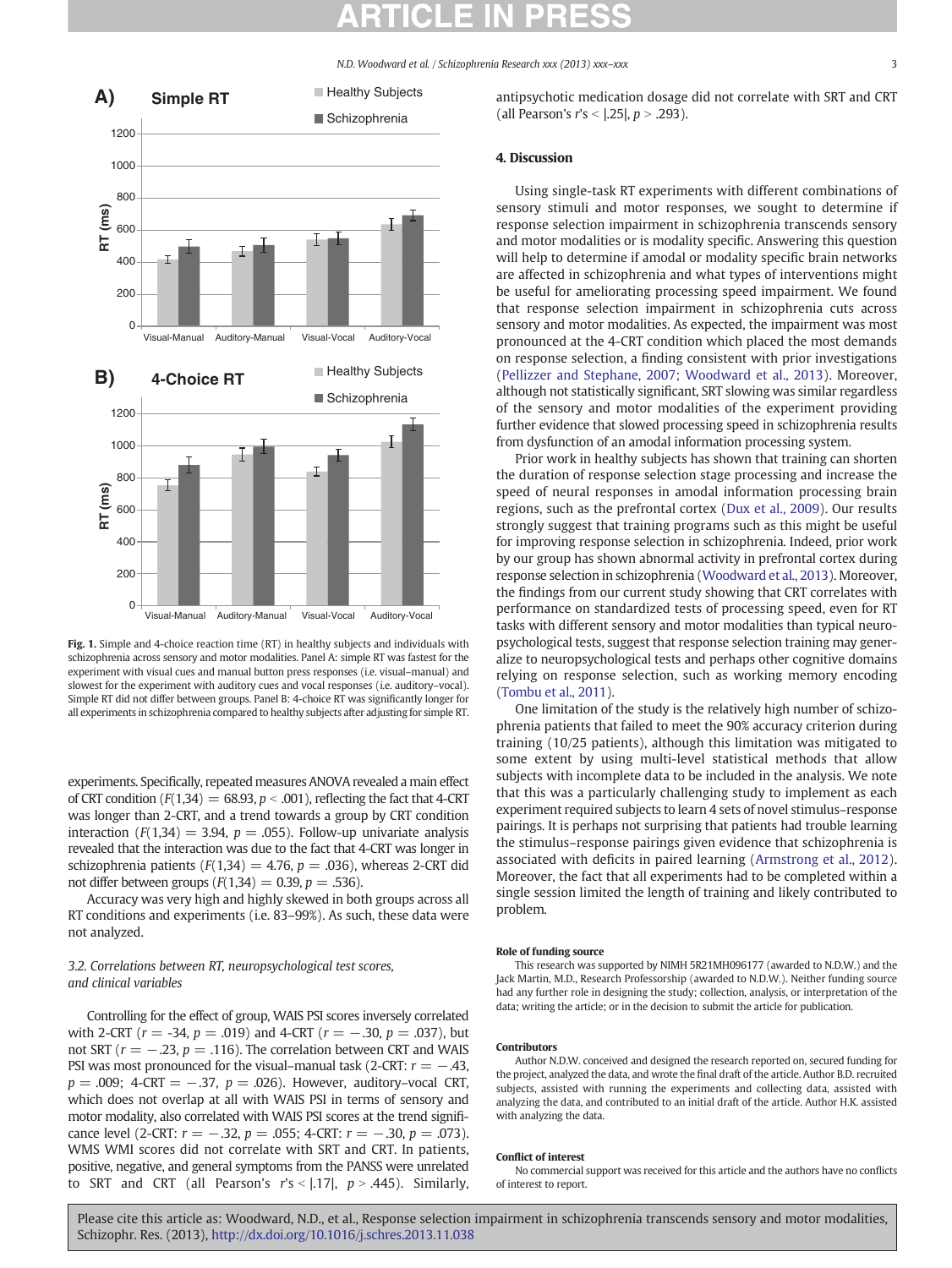**Fig. 1.** Simple and 4-choice reaction time (RT) in healthy subjects and individuals with schizophrenia across sensory and motor modalities. Panel A: simple RT was fastest for the experiment with visual cues and manual button press responses (i.e. visual–manual) and slowest for the experiment with auditory cues and vocal responses (i.e. auditory–vocal). Simple RT did not differ between groups. Panel B: 4-choice RT was significantly longer for all experiments in schizophrenia compared to healthy subjects after adjusting for simple RT.

experiments. Specifically, repeated measures ANOVA revealed a main effect of CRT condition ($F(1,34) = 68.93, p < .001$), reflecting the fact that 4-CRT was longer than 2-CRT, and a trend towards a group by CRT condition interaction ($F(1,34) = 3.94, p = .055$). Follow-up univariate analysis revealed that the interaction was due to the fact that 4-CRT was longer in schizophrenia patients ($F(1,34) = 4.76, p = .036$), whereas 2-CRT did not differ between groups ($F(1,34) = 0.39, p = .536$).

Accuracy was very high and highly skewed in both groups across all RT conditions and experiments (i.e. 83–99%). As such, these data were not analyzed.

### 3.2. Correlations between RT, neuropsychological test scores, and clinical variables

Controlling for the effect of group, WAIS PSI scores inversely correlated with 2-CRT ($r = -34, p = .019$) and 4-CRT ($r = -.30, p = .037$), but not SRT ($r = -.23, p = .116$). The correlation between CRT and WAIS PSI was most pronounced for the visual–manual task (2-CRT: $r = -.43$, $p = .009$; 4-CRT $= -.37$, $p = .026$). However, auditory–vocal CRT, which does not overlap at all with WAIS PSI in terms of sensory and motor modality, also correlated with WAIS PSI scores at the trend significance level (2-CRT: $r = -.32$, $p = .055$; 4-CRT: $r = -.30$, $p = .073$). WMS WMI scores did not correlate with SRT and CRT. In patients, positive, negative, and general symptoms from the PANSS were unrelated to SRT and CRT (all Pearson's $r$'s $< |.17|$, $p > .445$). Similarly, antipsychotic medication dosage did not correlate with SRT and CRT (all Pearson's $r$'s $< |.25|$, $p > .293$).

## 4. Discussion

Using single-task RT experiments with different combinations of sensory stimuli and motor responses, we sought to determine if response selection impairment in schizophrenia transcends sensory and motor modalities or is modality specific. Answering this question will help to determine if amodal or modality specific brain networks are affected in schizophrenia and what types of interventions might be useful for ameliorating processing speed impairment. We found that response selection impairment in schizophrenia cuts across sensory and motor modalities. As expected, the impairment was most pronounced at the 4-CRT condition which placed the most demands on response selection, a finding consistent with prior investigations (Pellizzer and Stephane, 2007; Woodward et al., 2013). Moreover, although not statistically significant, SRT slowing was similar regardless of the sensory and motor modalities of the experiment providing further evidence that slowed processing speed in schizophrenia results from dysfunction of an amodal information processing system.

Prior work in healthy subjects has shown that training can shorten the duration of response selection stage processing and increase the speed of neural responses in amodal information processing brain regions, such as the prefrontal cortex (Dux et al., 2009). Our results strongly suggest that training programs such as this might be useful for improving response selection in schizophrenia. Indeed, prior work by our group has shown abnormal activity in prefrontal cortex during response selection in schizophrenia (Woodward et al., 2013). Moreover, the findings from our current study showing that CRT correlates with performance on standardized tests of processing speed, even for RT tasks with different sensory and motor modalities than typical neuropsychological tests, suggest that response selection training may generalize to neuropsychological tests and perhaps other cognitive domains relying on response selection, such as working memory encoding (Tombu et al., 2011).

One limitation of the study is the relatively high number of schizophrenia patients that failed to meet the 90% accuracy criterion during training (10/25 patients), although this limitation was mitigated to some extent by using multi-level statistical methods that allow subjects with incomplete data to be included in the analysis. We note that this was a particularly challenging study to implement as each experiment required subjects to learn 4 sets of novel stimulus–response pairings. It is perhaps not surprising that patients had trouble learning the stimulus–response pairings given evidence that schizophrenia is associated with deficits in paired learning (Armstrong et al., 2012). Moreover, the fact that all experiments had to be completed within a single session limited the length of training and likely contributed to problem.

#### Role of funding source

This research was supported by NIMH 5R21MH096177 (awarded to N.D.W.) and the Jack Martin, M.D., Research Professorship (awarded to N.D.W.). Neither funding source had any further role in designing the study; collection, analysis, or interpretation of the data; writing the article; or in the decision to submit the article for publication.

#### Contributors

Author N.D.W. conceived and designed the research reported on, secured funding for the project, analyzed the data, and wrote the final draft of the article. Author B.D. recruited subjects, assisted with running the experiments and collecting data, assisted with analyzing the data, and contributed to an initial draft of the article. Author H.K. assisted with analyzing the data.

#### Conflict of interest

No commercial support was received for this article and the authors have no conflicts of interest to report.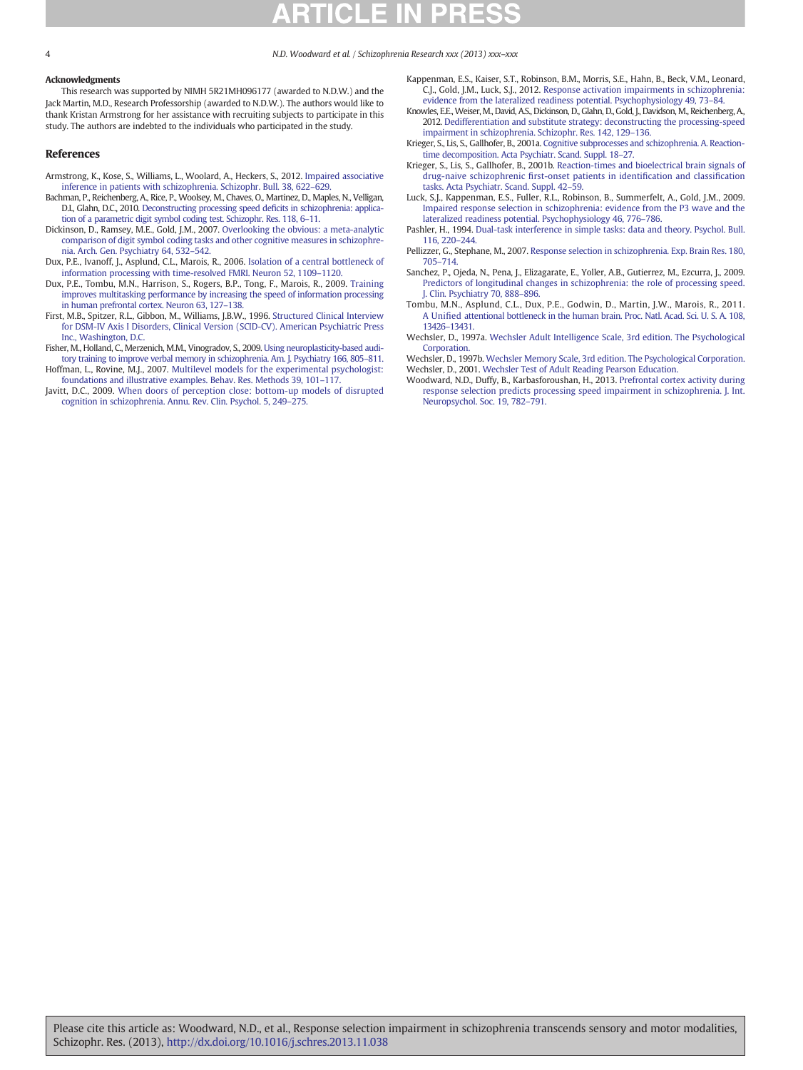## Acknowledgments

This research was supported by NIMH 5R21MH096177 (awarded to N.D.W.) and the Jack Martin, M.D., Research Professorship (awarded to N.D.W.). The authors would like to thank Kristan Armstrong for her assistance with recruiting subjects to participate in this study. The authors are indebted to the individuals who participated in the study.

## References

Armstrong, K., Kose, S., Williams, L., Woolard, A., Heckers, S., 2012. Impaired associative inference in patients with schizophrenia. Schizophr. Bull. 38, 622–629.

Bachman, P., Reichenberg, A., Rice, P., Woolsey, M., Chaves, O., Martinez, D., Maples, N., Velligan, D.I., Glahn, D.C., 2010. Deconstructing processing speed deficits in schizophrenia: application of a parametric digit symbol coding test. Schizophr. Res. 118, 6–11.

Dickinson, D., Ramsey, M.E., Gold, J.M., 2007. Overlooking the obvious: a meta-analytic comparison of digit symbol coding tasks and other cognitive measures in schizophrenia. Arch. Gen. Psychiatry 64, 532–542.

Dux, P.E., Ivanoff, J., Asplund, C.L., Marois, R., 2006. Isolation of a central bottleneck of information processing with time-resolved FMRI. Neuron 52, 1109–1120.

Dux, P.E., Tombu, M.N., Harrison, S., Rogers, B.P., Tong, F., Marois, R., 2009. Training improves multitasking performance by increasing the speed of information processing in human prefrontal cortex. Neuron 63, 127–138.

First, M.B., Spitzer, R.L., Gibbon, M., Williams, J.B.W., 1996. Structured Clinical Interview for DSM-IV Axis I Disorders, Clinical Version (SCID-CV). American Psychiatric Press Inc., Washington, D.C.

Fisher, M., Holland, C., Merzenich, M.M., Vinogradov, S., 2009. Using neuroplasticity-based auditory training to improve verbal memory in schizophrenia. Am. J. Psychiatry 166, 805–811.

Hoffman, L., Rovine, M.J., 2007. Multilevel models for the experimental psychologist: foundations and illustrative examples. Behav. Res. Methods 39, 101–117.

Javitt, D.C., 2009. When doors of perception close: bottom-up models of disrupted cognition in schizophrenia. Annu. Rev. Clin. Psychol. 5, 249–275.

Kappenman, E.S., Kaiser, S.T., Robinson, B.M., Morris, S.E., Hahn, B., Beck, V.M., Leonard, C.J., Gold, J.M., Luck, S.J., 2012. Response activation impairments in schizophrenia: evidence from the lateralized readiness potential. Psychophysiology 49, 73–84.

Knowles, E.E., Weiser, M., David, A.S., Dickinson, D., Glahn, D., Gold, J., Davidson, M., Reichenberg, A., 2012. Dedifferentiation and substitute strategy: deconstructing the processing-speed impairment in schizophrenia. Schizophr. Res. 142, 129–136.

Krieger, S., Lis, S., Gallhofer, B., 2001a. Cognitive subprocesses and schizophrenia. A. Reaction-time decomposition. Acta Psychiatr. Scand. Suppl. 18–27.

Krieger, S., Lis, S., Gallhofer, B., 2001b. Reaction-times and bioelectrical brain signals of drug-naive schizophrenic first-onset patients in identification and classification tasks. Acta Psychiatr. Scand. Suppl. 42–59.

Luck, S.J., Kappenman, E.S., Fuller, R.L., Robinson, B., Summerfelt, A., Gold, J.M., 2009. Impaired response selection in schizophrenia: evidence from the P3 wave and the lateralized readiness potential. Psychophysiology 46, 776–786.

Pashler, H., 1994. Dual-task interference in simple tasks: data and theory. Psychol. Bull. 116, 220–244.

Pellizzer, G., Stephane, M., 2007. Response selection in schizophrenia. Exp. Brain Res. 180, 705–714.

Sanchez, P., Ojeda, N., Pena, J., Elizagarate, E., Yoller, A.B., Gutierrez, M., Ezcurra, J., 2009. Predictors of longitudinal changes in schizophrenia: the role of processing speed. J. Clin. Psychiatry 70, 888–896.

Tombu, M.N., Asplund, C.L., Dux, P.E., Godwin, D., Martin, J.W., Marois, R., 2011. A Unified attentional bottleneck in the human brain. Proc. Natl. Acad. Sci. U. S. A. 108, 13426–13431.

Wechsler, D., 1997a. Wechsler Adult Intelligence Scale, 3rd edition. The Psychological Corporation.

Wechsler, D., 1997b. Wechsler Memory Scale, 3rd edition. The Psychological Corporation.

Wechsler, D., 2001. Wechsler Test of Adult Reading Pearson Education.

Woodward, N.D., Duffy, B., Karbasforoushan, H., 2013. Prefrontal cortex activity during response selection predicts processing speed impairment in schizophrenia. J. Int. Neuropsychol. Soc. 19, 782–791.